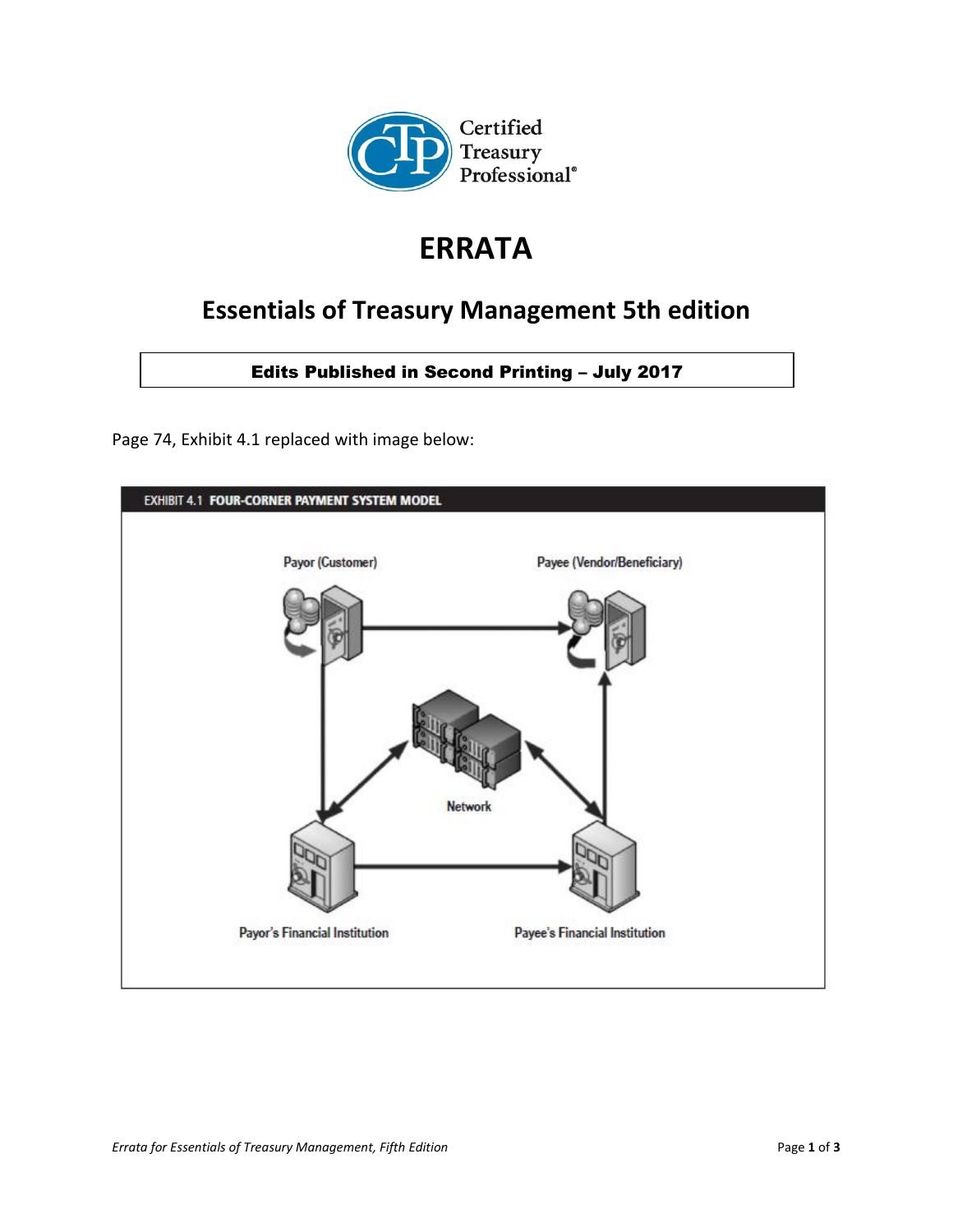Certified Treasury Professional®

# ERRATA

## Essentials of Treasury Management 5th edition

**Edits Published in Second Printing – July 2017**

Page 74, Exhibit 4.1 replaced with image below:

EXHIBIT 4.1 **FOUR-CORNER PAYMENT SYSTEM MODEL**

Payor (Customer)

Payee (Vendor/Beneficiary)

Network

Payor's Financial Institution

Payee's Financial Institution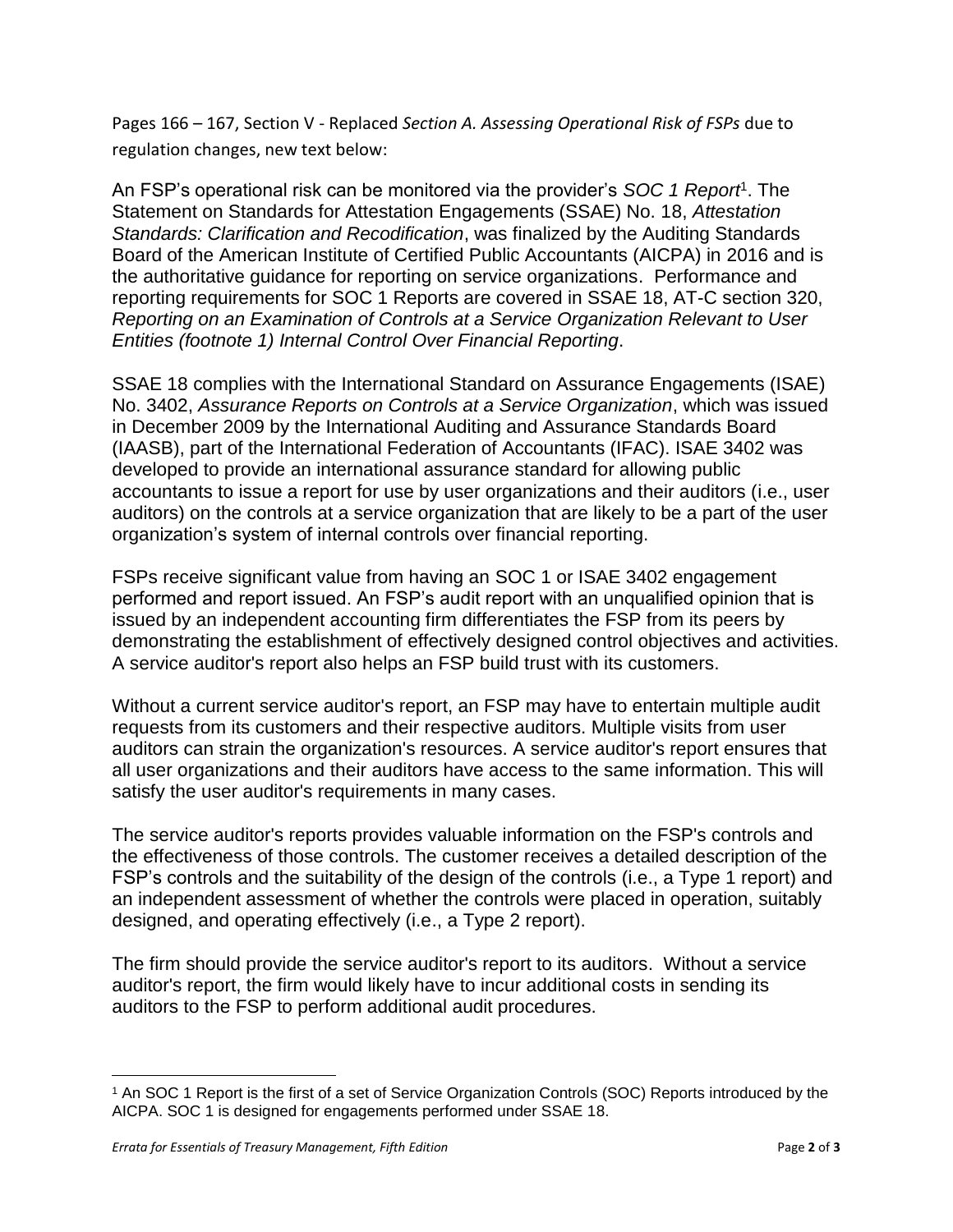Pages 166 – 167, Section V - Replaced *Section A. Assessing Operational Risk of FSPs* due to regulation changes, new text below:

An FSP's operational risk can be monitored via the provider's *SOC 1 Report*[1]. The Statement on Standards for Attestation Engagements (SSAE) No. 18, *Attestation Standards: Clarification and Recodification*, was finalized by the Auditing Standards Board of the American Institute of Certified Public Accountants (AICPA) in 2016 and is the authoritative guidance for reporting on service organizations. Performance and reporting requirements for SOC 1 Reports are covered in SSAE 18, AT-C section 320, *Reporting on an Examination of Controls at a Service Organization Relevant to User Entities (footnote 1) Internal Control Over Financial Reporting*.

SSAE 18 complies with the International Standard on Assurance Engagements (ISAE) No. 3402, *Assurance Reports on Controls at a Service Organization*, which was issued in December 2009 by the International Auditing and Assurance Standards Board (IAASB), part of the International Federation of Accountants (IFAC). ISAE 3402 was developed to provide an international assurance standard for allowing public accountants to issue a report for use by user organizations and their auditors (i.e., user auditors) on the controls at a service organization that are likely to be a part of the user organization's system of internal controls over financial reporting.

FSPs receive significant value from having an SOC 1 or ISAE 3402 engagement performed and report issued. An FSP's audit report with an unqualified opinion that is issued by an independent accounting firm differentiates the FSP from its peers by demonstrating the establishment of effectively designed control objectives and activities. A service auditor's report also helps an FSP build trust with its customers.

Without a current service auditor's report, an FSP may have to entertain multiple audit requests from its customers and their respective auditors. Multiple visits from user auditors can strain the organization's resources. A service auditor's report ensures that all user organizations and their auditors have access to the same information. This will satisfy the user auditor's requirements in many cases.

The service auditor's reports provides valuable information on the FSP's controls and the effectiveness of those controls. The customer receives a detailed description of the FSP's controls and the suitability of the design of the controls (i.e., a Type 1 report) and an independent assessment of whether the controls were placed in operation, suitably designed, and operating effectively (i.e., a Type 2 report).

The firm should provide the service auditor's report to its auditors. Without a service auditor's report, the firm would likely have to incur additional costs in sending its auditors to the FSP to perform additional audit procedures.

---

[1] An SOC 1 Report is the first of a set of Service Organization Controls (SOC) Reports introduced by the AICPA. SOC 1 is designed for engagements performed under SSAE 18.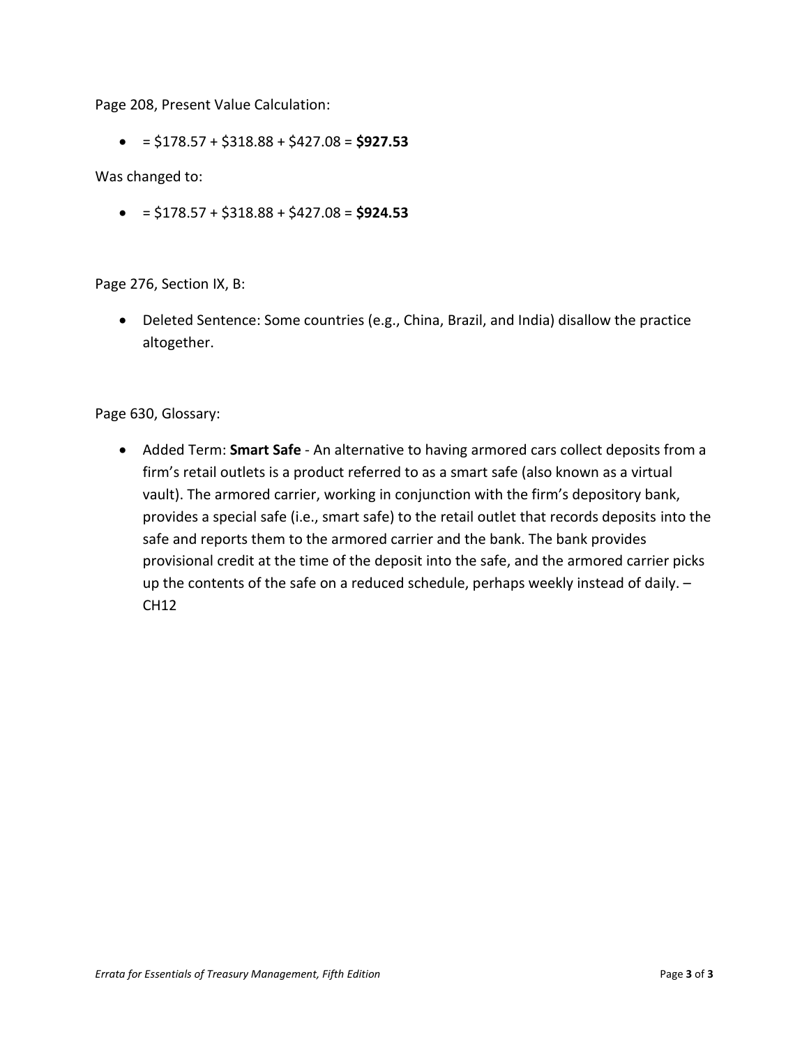Page 208, Present Value Calculation:

- = $178.57 + $318.88 + $427.08 = **$927.53**

Was changed to:

- = $178.57 + $318.88 + $427.08 = **$924.53**

Page 276, Section IX, B:

- Deleted Sentence: Some countries (e.g., China, Brazil, and India) disallow the practice altogether.

Page 630, Glossary:

- Added Term: **Smart Safe** - An alternative to having armored cars collect deposits from a firm's retail outlets is a product referred to as a smart safe (also known as a virtual vault). The armored carrier, working in conjunction with the firm's depository bank, provides a special safe (i.e., smart safe) to the retail outlet that records deposits into the safe and reports them to the armored carrier and the bank. The bank provides provisional credit at the time of the deposit into the safe, and the armored carrier picks up the contents of the safe on a reduced schedule, perhaps weekly instead of daily. – CH12